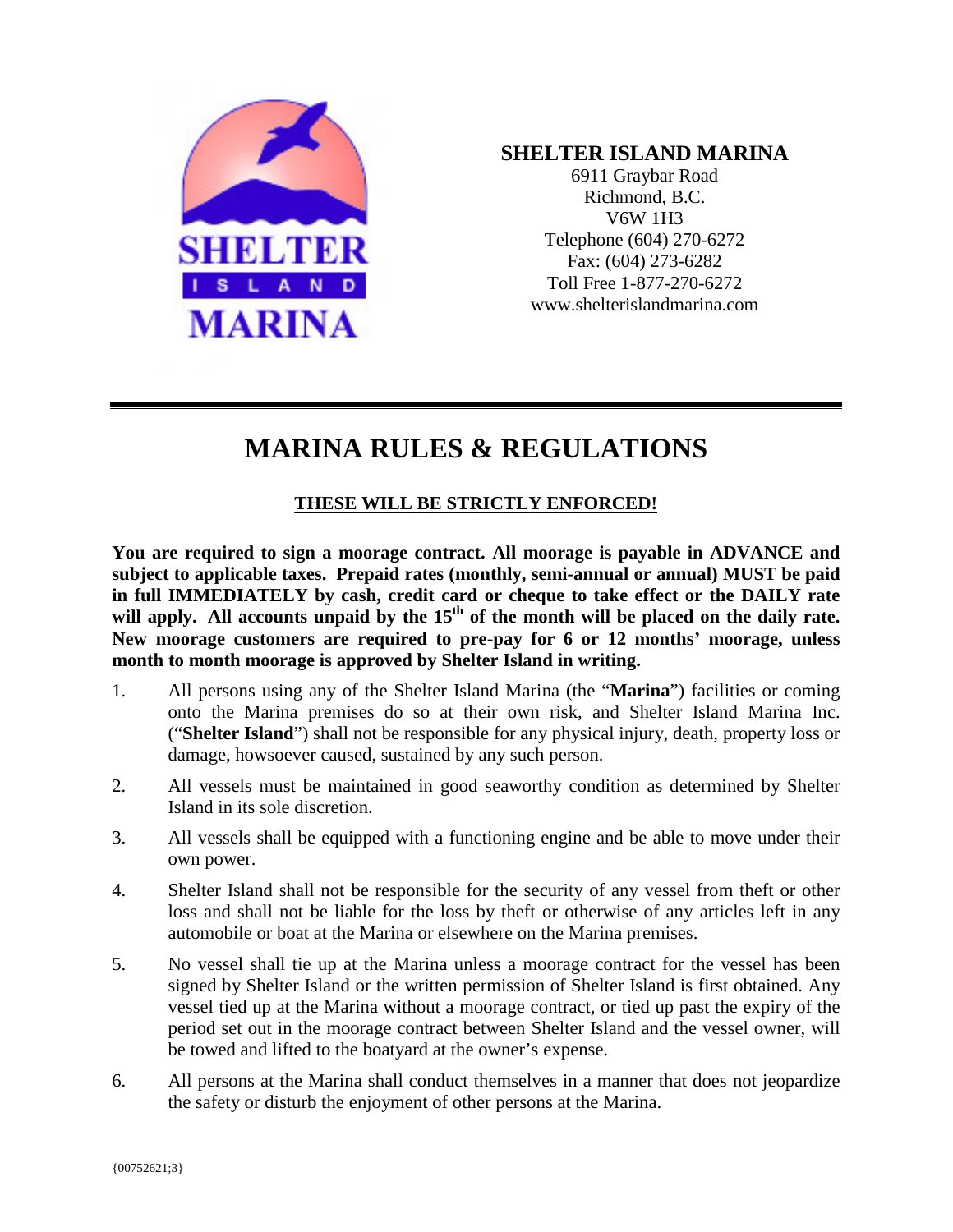**SHELTER ISLAND MARINA**
6911 Graybar Road
Richmond, B.C.
V6W 1H3
Telephone (604) 270-6272
Fax: (604) 273-6282
Toll Free 1-877-270-6272
www.shelterislandmarina.com

# MARINA RULES & REGULATIONS

**THESE WILL BE STRICTLY ENFORCED!**

**You are required to sign a moorage contract. All moorage is payable in ADVANCE and subject to applicable taxes. Prepaid rates (monthly, semi-annual or annual) MUST be paid in full IMMEDIATELY by cash, credit card or cheque to take effect or the DAILY rate will apply. All accounts unpaid by the 15th of the month will be placed on the daily rate. New moorage customers are required to pre-pay for 6 or 12 months' moorage, unless month to month moorage is approved by Shelter Island in writing.**

1. All persons using any of the Shelter Island Marina (the "**Marina**") facilities or coming onto the Marina premises do so at their own risk, and Shelter Island Marina Inc. ("**Shelter Island**") shall not be responsible for any physical injury, death, property loss or damage, howsoever caused, sustained by any such person.

2. All vessels must be maintained in good seaworthy condition as determined by Shelter Island in its sole discretion.

3. All vessels shall be equipped with a functioning engine and be able to move under their own power.

4. Shelter Island shall not be responsible for the security of any vessel from theft or other loss and shall not be liable for the loss by theft or otherwise of any articles left in any automobile or boat at the Marina or elsewhere on the Marina premises.

5. No vessel shall tie up at the Marina unless a moorage contract for the vessel has been signed by Shelter Island or the written permission of Shelter Island is first obtained. Any vessel tied up at the Marina without a moorage contract, or tied up past the expiry of the period set out in the moorage contract between Shelter Island and the vessel owner, will be towed and lifted to the boatyard at the owner's expense.

6. All persons at the Marina shall conduct themselves in a manner that does not jeopardize the safety or disturb the enjoyment of other persons at the Marina.

{00752621;3}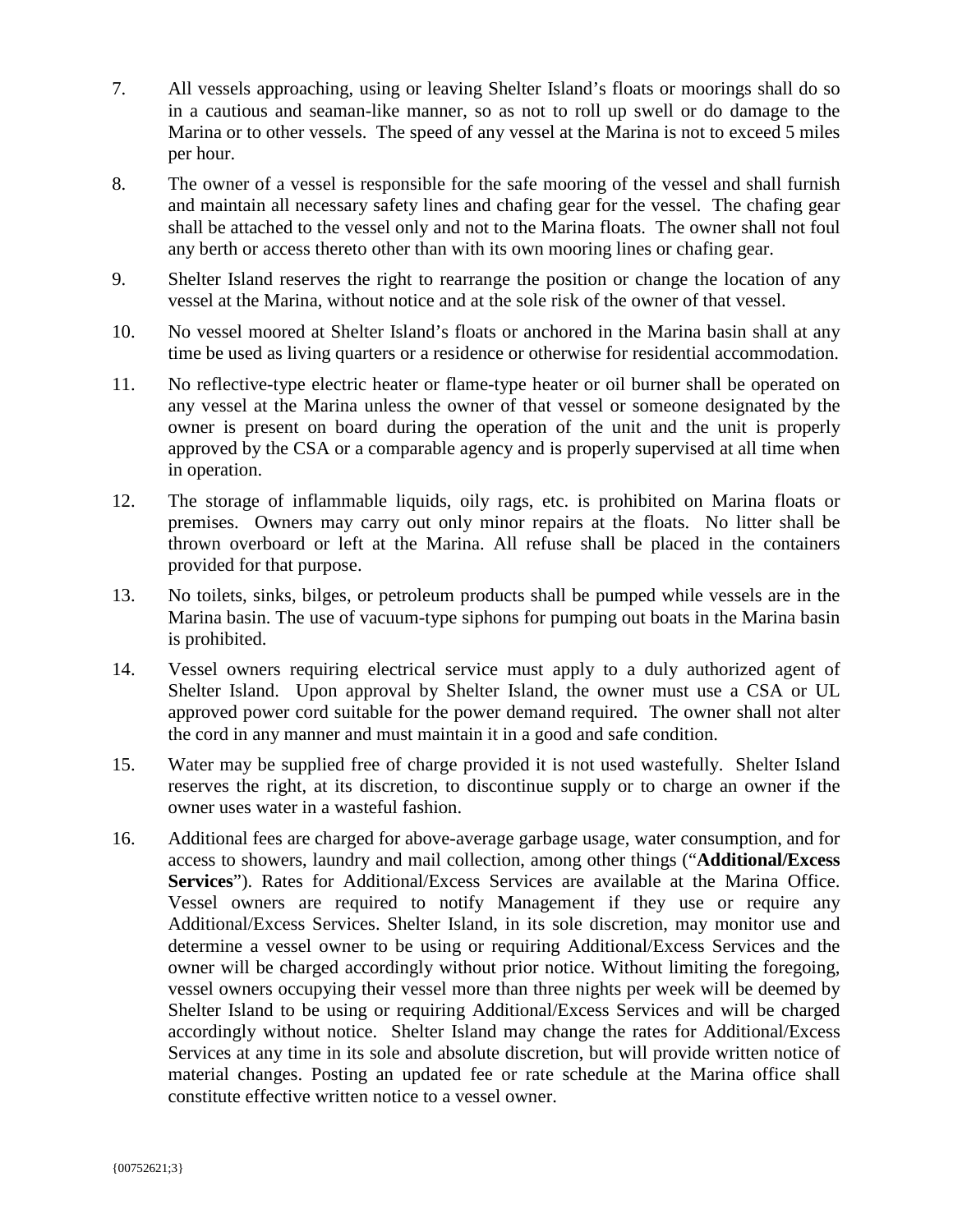7. All vessels approaching, using or leaving Shelter Island's floats or moorings shall do so in a cautious and seaman-like manner, so as not to roll up swell or do damage to the Marina or to other vessels. The speed of any vessel at the Marina is not to exceed 5 miles per hour.

8. The owner of a vessel is responsible for the safe mooring of the vessel and shall furnish and maintain all necessary safety lines and chafing gear for the vessel. The chafing gear shall be attached to the vessel only and not to the Marina floats. The owner shall not foul any berth or access thereto other than with its own mooring lines or chafing gear.

9. Shelter Island reserves the right to rearrange the position or change the location of any vessel at the Marina, without notice and at the sole risk of the owner of that vessel.

10. No vessel moored at Shelter Island's floats or anchored in the Marina basin shall at any time be used as living quarters or a residence or otherwise for residential accommodation.

11. No reflective-type electric heater or flame-type heater or oil burner shall be operated on any vessel at the Marina unless the owner of that vessel or someone designated by the owner is present on board during the operation of the unit and the unit is properly approved by the CSA or a comparable agency and is properly supervised at all time when in operation.

12. The storage of inflammable liquids, oily rags, etc. is prohibited on Marina floats or premises. Owners may carry out only minor repairs at the floats. No litter shall be thrown overboard or left at the Marina. All refuse shall be placed in the containers provided for that purpose.

13. No toilets, sinks, bilges, or petroleum products shall be pumped while vessels are in the Marina basin. The use of vacuum-type siphons for pumping out boats in the Marina basin is prohibited.

14. Vessel owners requiring electrical service must apply to a duly authorized agent of Shelter Island. Upon approval by Shelter Island, the owner must use a CSA or UL approved power cord suitable for the power demand required. The owner shall not alter the cord in any manner and must maintain it in a good and safe condition.

15. Water may be supplied free of charge provided it is not used wastefully. Shelter Island reserves the right, at its discretion, to discontinue supply or to charge an owner if the owner uses water in a wasteful fashion.

16. Additional fees are charged for above-average garbage usage, water consumption, and for access to showers, laundry and mail collection, among other things ("**Additional/Excess Services**"). Rates for Additional/Excess Services are available at the Marina Office. Vessel owners are required to notify Management if they use or require any Additional/Excess Services. Shelter Island, in its sole discretion, may monitor use and determine a vessel owner to be using or requiring Additional/Excess Services and the owner will be charged accordingly without prior notice. Without limiting the foregoing, vessel owners occupying their vessel more than three nights per week will be deemed by Shelter Island to be using or requiring Additional/Excess Services and will be charged accordingly without notice. Shelter Island may change the rates for Additional/Excess Services at any time in its sole and absolute discretion, but will provide written notice of material changes. Posting an updated fee or rate schedule at the Marina office shall constitute effective written notice to a vessel owner.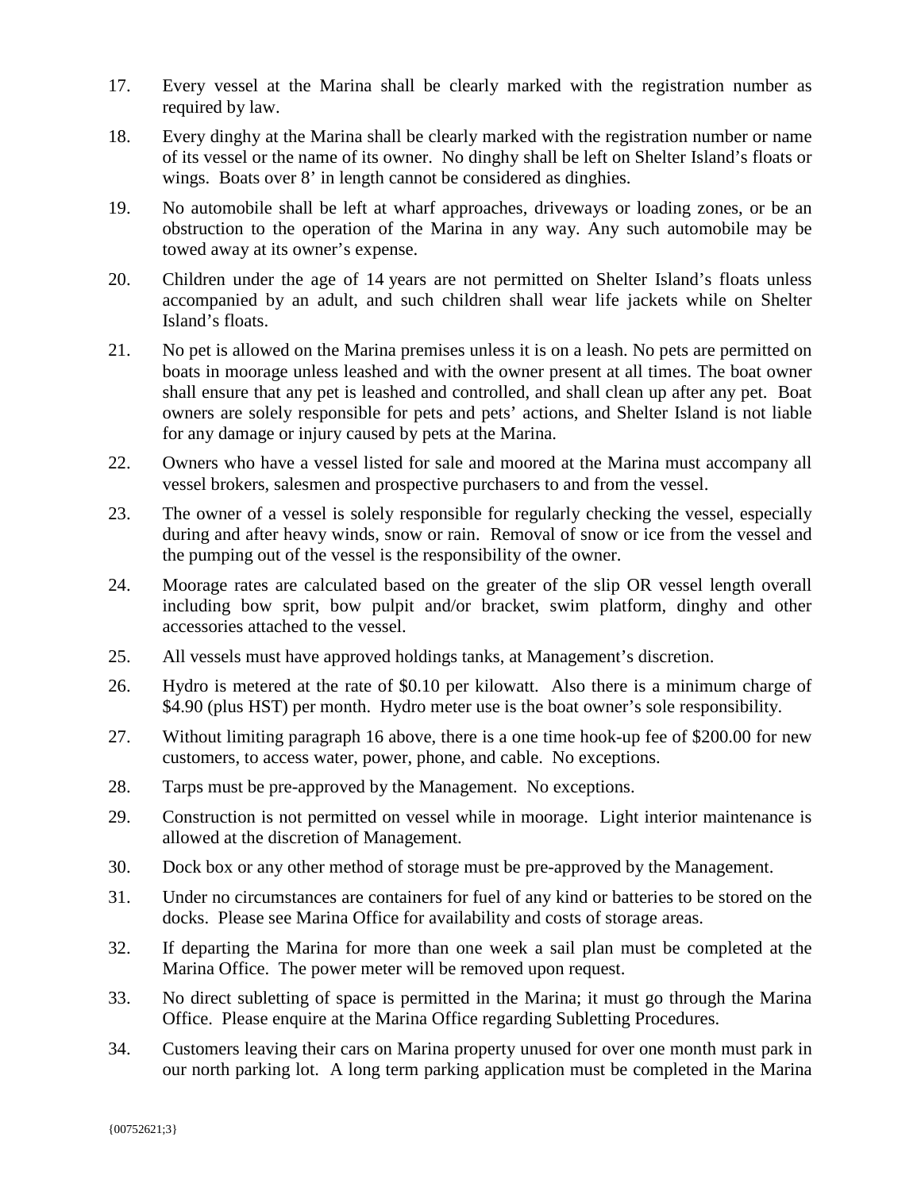17. Every vessel at the Marina shall be clearly marked with the registration number as required by law.

18. Every dinghy at the Marina shall be clearly marked with the registration number or name of its vessel or the name of its owner. No dinghy shall be left on Shelter Island's floats or wings. Boats over 8' in length cannot be considered as dinghies.

19. No automobile shall be left at wharf approaches, driveways or loading zones, or be an obstruction to the operation of the Marina in any way. Any such automobile may be towed away at its owner's expense.

20. Children under the age of 14 years are not permitted on Shelter Island's floats unless accompanied by an adult, and such children shall wear life jackets while on Shelter Island's floats.

21. No pet is allowed on the Marina premises unless it is on a leash. No pets are permitted on boats in moorage unless leashed and with the owner present at all times. The boat owner shall ensure that any pet is leashed and controlled, and shall clean up after any pet. Boat owners are solely responsible for pets and pets' actions, and Shelter Island is not liable for any damage or injury caused by pets at the Marina.

22. Owners who have a vessel listed for sale and moored at the Marina must accompany all vessel brokers, salesmen and prospective purchasers to and from the vessel.

23. The owner of a vessel is solely responsible for regularly checking the vessel, especially during and after heavy winds, snow or rain. Removal of snow or ice from the vessel and the pumping out of the vessel is the responsibility of the owner.

24. Moorage rates are calculated based on the greater of the slip OR vessel length overall including bow sprit, bow pulpit and/or bracket, swim platform, dinghy and other accessories attached to the vessel.

25. All vessels must have approved holdings tanks, at Management's discretion.

26. Hydro is metered at the rate of $0.10 per kilowatt. Also there is a minimum charge of $4.90 (plus HST) per month. Hydro meter use is the boat owner's sole responsibility.

27. Without limiting paragraph 16 above, there is a one time hook-up fee of $200.00 for new customers, to access water, power, phone, and cable. No exceptions.

28. Tarps must be pre-approved by the Management. No exceptions.

29. Construction is not permitted on vessel while in moorage. Light interior maintenance is allowed at the discretion of Management.

30. Dock box or any other method of storage must be pre-approved by the Management.

31. Under no circumstances are containers for fuel of any kind or batteries to be stored on the docks. Please see Marina Office for availability and costs of storage areas.

32. If departing the Marina for more than one week a sail plan must be completed at the Marina Office. The power meter will be removed upon request.

33. No direct subletting of space is permitted in the Marina; it must go through the Marina Office. Please enquire at the Marina Office regarding Subletting Procedures.

34. Customers leaving their cars on Marina property unused for over one month must park in our north parking lot. A long term parking application must be completed in the Marina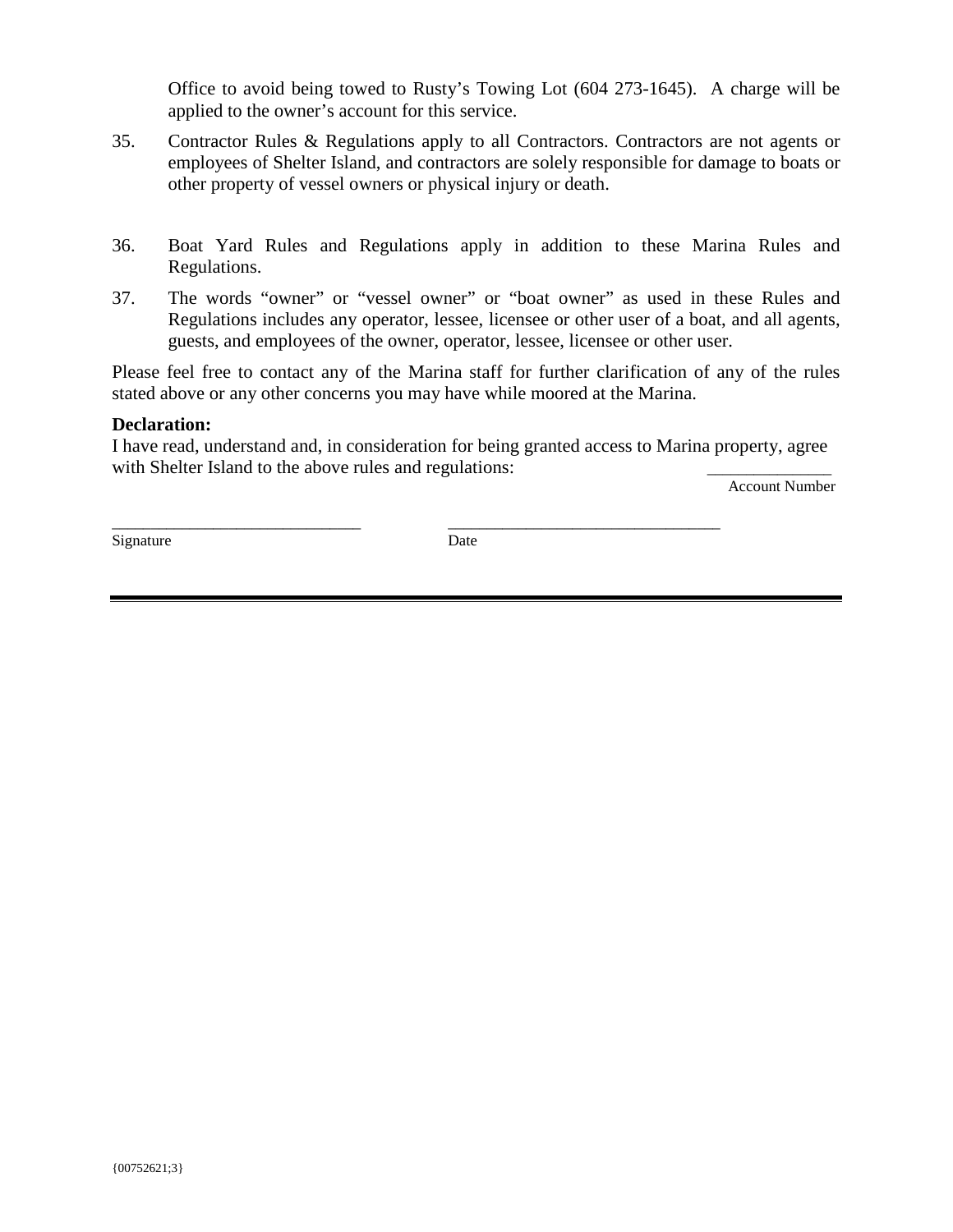Office to avoid being towed to Rusty's Towing Lot (604 273-1645). A charge will be applied to the owner's account for this service.

35. Contractor Rules & Regulations apply to all Contractors. Contractors are not agents or employees of Shelter Island, and contractors are solely responsible for damage to boats or other property of vessel owners or physical injury or death.

36. Boat Yard Rules and Regulations apply in addition to these Marina Rules and Regulations.

37. The words "owner" or "vessel owner" or "boat owner" as used in these Rules and Regulations includes any operator, lessee, licensee or other user of a boat, and all agents, guests, and employees of the owner, operator, lessee, licensee or other user.

Please feel free to contact any of the Marina staff for further clarification of any of the rules stated above or any other concerns you may have while moored at the Marina.

**Declaration:**

I have read, understand and, in consideration for being granted access to Marina property, agree with Shelter Island to the above rules and regulations:

_______________
Account Number

______________________________ ______________________________
Signature Date

{00752621;3}